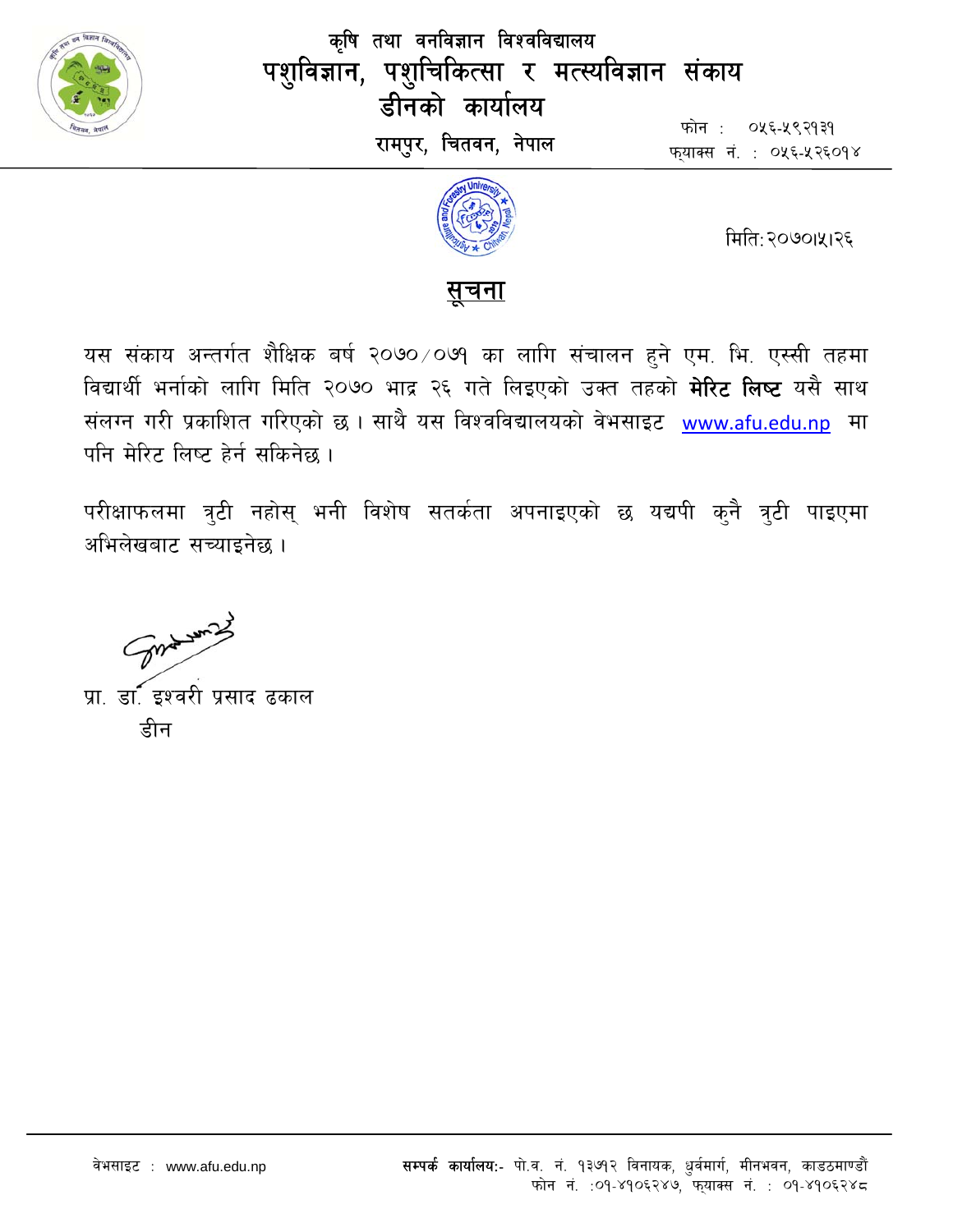# कृषि तथा वनविज्ञान विश्वविद्यालय
# पशुविज्ञान, पशुचिकित्सा र मत्स्यविज्ञान संकाय
## डीनको कार्यालय

**रामपुर, चितवन, नेपाल**

फोन : ०५६-५९२१३१
फ्याक्स नं. : ०५६-५२६०१४

मिति: २०७०।५।२६

## सूचना

यस संकाय अन्तर्गत शैक्षिक बर्ष २०७०/०७१ का लागि संचालन हुने एम. भि. एस्सी तहमा विद्यार्थी भर्नाको लागि मिति २०७० भाद्र २६ गते लिइएको उक्त तहको **मेरिट लिष्ट** यसै साथ संलग्न गरी प्रकाशित गरिएको छ । साथै यस विश्वविद्यालयको वेभसाइट www.afu.edu.np मा पनि मेरिट लिष्ट हेर्न सकिनेछ ।

परीक्षाफलमा त्रुटी नहोस् भनी विशेष सतर्कता अपनाइएको छ यद्यपी कुनै त्रुटी पाइएमा अभिलेखबाट सच्याइनेछ ।

प्रा. डा. इश्वरी प्रसाद ढकाल
डीन

वेभसाइट : www.afu.edu.np

**सम्पर्क कार्यालय:-** पो.ब. नं. १३७१२ विनायक, ध्रुवमार्ग, मीनभवन, काठमाण्डौं
फोन नं. :०१-४१०६२४७, फ्याक्स नं. : ०१-४१०६२४८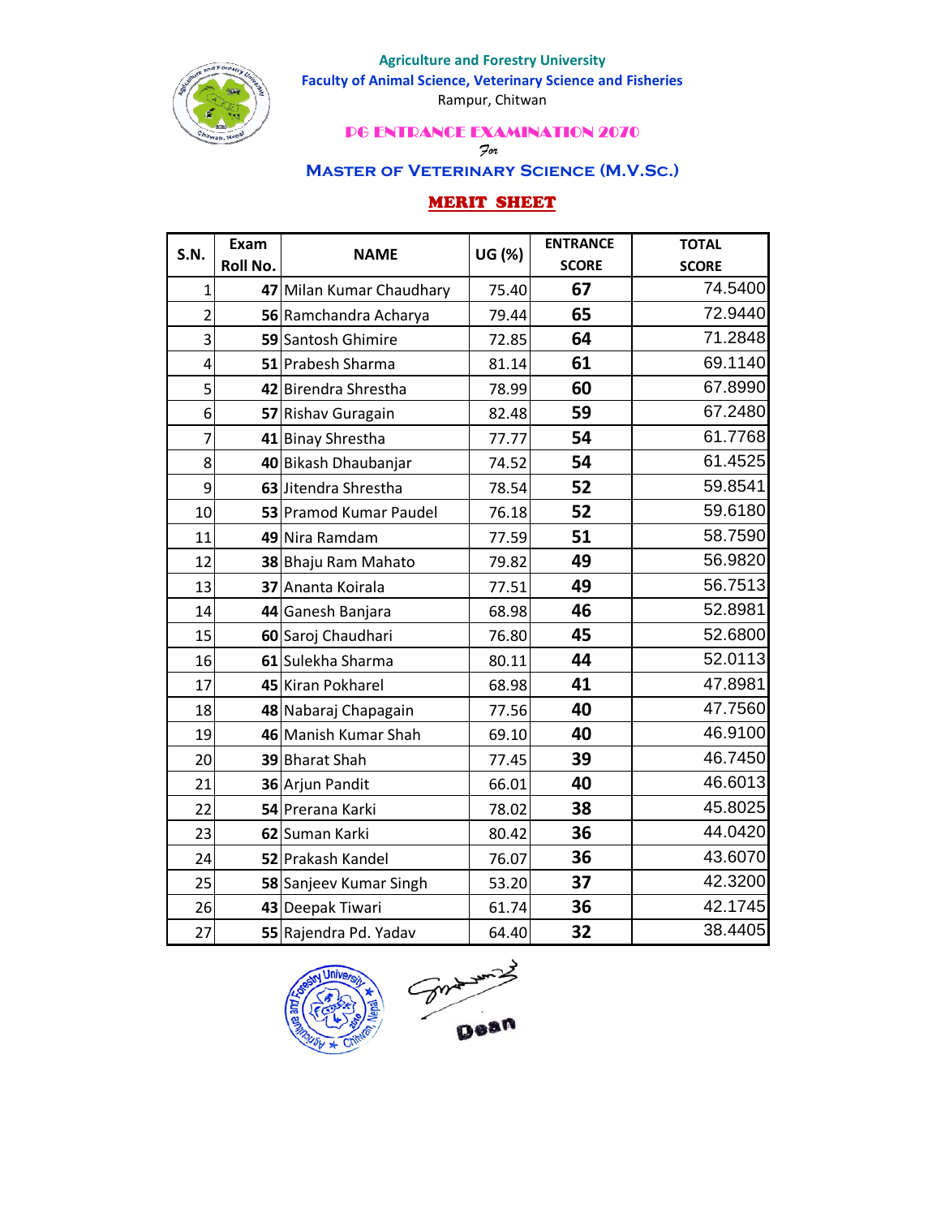Agriculture and Forestry University

Faculty of Animal Science, Veterinary Science and Fisheries

Rampur, Chitwan

## PG ENTRANCE EXAMINATION 2070

*For*

## MASTER OF VETERINARY SCIENCE (M.V.SC.)

### MERIT SHEET

| S.N. | Exam Roll No. | NAME | UG (%) | ENTRANCE SCORE | TOTAL SCORE |
|---|---|---|---|---|---|
| 1 | **47** | Milan Kumar Chaudhary | 75.40 | **67** | 74.5400 |
| 2 | **56** | Ramchandra Acharya | 79.44 | **65** | 72.9440 |
| 3 | **59** | Santosh Ghimire | 72.85 | **64** | 71.2848 |
| 4 | **51** | Prabesh Sharma | 81.14 | **61** | 69.1140 |
| 5 | **42** | Birendra Shrestha | 78.99 | **60** | 67.8990 |
| 6 | **57** | Rishav Guragain | 82.48 | **59** | 67.2480 |
| 7 | **41** | Binay Shrestha | 77.77 | **54** | 61.7768 |
| 8 | **40** | Bikash Dhaubanjar | 74.52 | **54** | 61.4525 |
| 9 | **63** | Jitendra Shrestha | 78.54 | **52** | 59.8541 |
| 10 | **53** | Pramod Kumar Paudel | 76.18 | **52** | 59.6180 |
| 11 | **49** | Nira Ramdam | 77.59 | **51** | 58.7590 |
| 12 | **38** | Bhaju Ram Mahato | 79.82 | **49** | 56.9820 |
| 13 | **37** | Ananta Koirala | 77.51 | **49** | 56.7513 |
| 14 | **44** | Ganesh Banjara | 68.98 | **46** | 52.8981 |
| 15 | **60** | Saroj Chaudhari | 76.80 | **45** | 52.6800 |
| 16 | **61** | Sulekha Sharma | 80.11 | **44** | 52.0113 |
| 17 | **45** | Kiran Pokharel | 68.98 | **41** | 47.8981 |
| 18 | **48** | Nabaraj Chapagain | 77.56 | **40** | 47.7560 |
| 19 | **46** | Manish Kumar Shah | 69.10 | **40** | 46.9100 |
| 20 | **39** | Bharat Shah | 77.45 | **39** | 46.7450 |
| 21 | **36** | Arjun Pandit | 66.01 | **40** | 46.6013 |
| 22 | **54** | Prerana Karki | 78.02 | **38** | 45.8025 |
| 23 | **62** | Suman Karki | 80.42 | **36** | 44.0420 |
| 24 | **52** | Prakash Kandel | 76.07 | **36** | 43.6070 |
| 25 | **58** | Sanjeev Kumar Singh | 53.20 | **37** | 42.3200 |
| 26 | **43** | Deepak Tiwari | 61.74 | **36** | 42.1745 |
| 27 | **55** | Rajendra Pd. Yadav | 64.40 | **32** | 38.4405 |

Dean